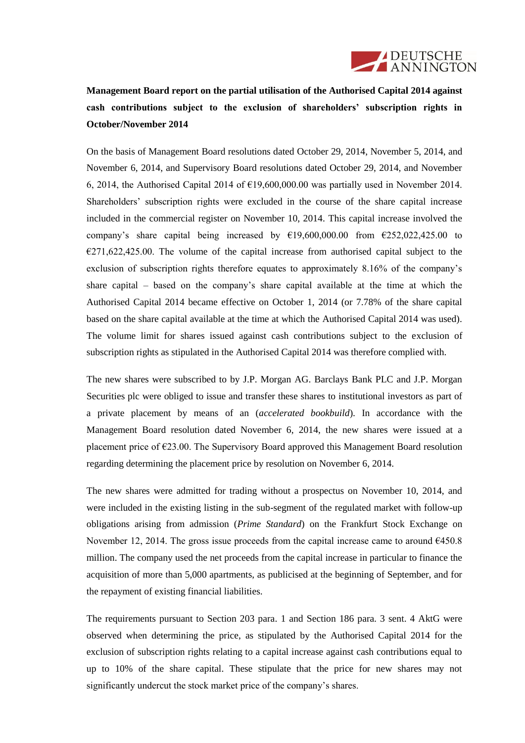**Management Board report on the partial utilisation of the Authorised Capital 2014 against cash contributions subject to the exclusion of shareholders' subscription rights in October/November 2014**

On the basis of Management Board resolutions dated October 29, 2014, November 5, 2014, and November 6, 2014, and Supervisory Board resolutions dated October 29, 2014, and November 6, 2014, the Authorised Capital 2014 of €19,600,000.00 was partially used in November 2014. Shareholders' subscription rights were excluded in the course of the share capital increase included in the commercial register on November 10, 2014. This capital increase involved the company's share capital being increased by €19,600,000.00 from €252,022,425.00 to €271,622,425.00. The volume of the capital increase from authorised capital subject to the exclusion of subscription rights therefore equates to approximately 8.16% of the company's share capital – based on the company's share capital available at the time at which the Authorised Capital 2014 became effective on October 1, 2014 (or 7.78% of the share capital based on the share capital available at the time at which the Authorised Capital 2014 was used). The volume limit for shares issued against cash contributions subject to the exclusion of subscription rights as stipulated in the Authorised Capital 2014 was therefore complied with.

The new shares were subscribed to by J.P. Morgan AG. Barclays Bank PLC and J.P. Morgan Securities plc were obliged to issue and transfer these shares to institutional investors as part of a private placement by means of an (*accelerated bookbuild*). In accordance with the Management Board resolution dated November 6, 2014, the new shares were issued at a placement price of €23.00. The Supervisory Board approved this Management Board resolution regarding determining the placement price by resolution on November 6, 2014.

The new shares were admitted for trading without a prospectus on November 10, 2014, and were included in the existing listing in the sub-segment of the regulated market with follow-up obligations arising from admission (*Prime Standard*) on the Frankfurt Stock Exchange on November 12, 2014. The gross issue proceeds from the capital increase came to around €450.8 million. The company used the net proceeds from the capital increase in particular to finance the acquisition of more than 5,000 apartments, as publicised at the beginning of September, and for the repayment of existing financial liabilities.

The requirements pursuant to Section 203 para. 1 and Section 186 para. 3 sent. 4 AktG were observed when determining the price, as stipulated by the Authorised Capital 2014 for the exclusion of subscription rights relating to a capital increase against cash contributions equal to up to 10% of the share capital. These stipulate that the price for new shares may not significantly undercut the stock market price of the company's shares.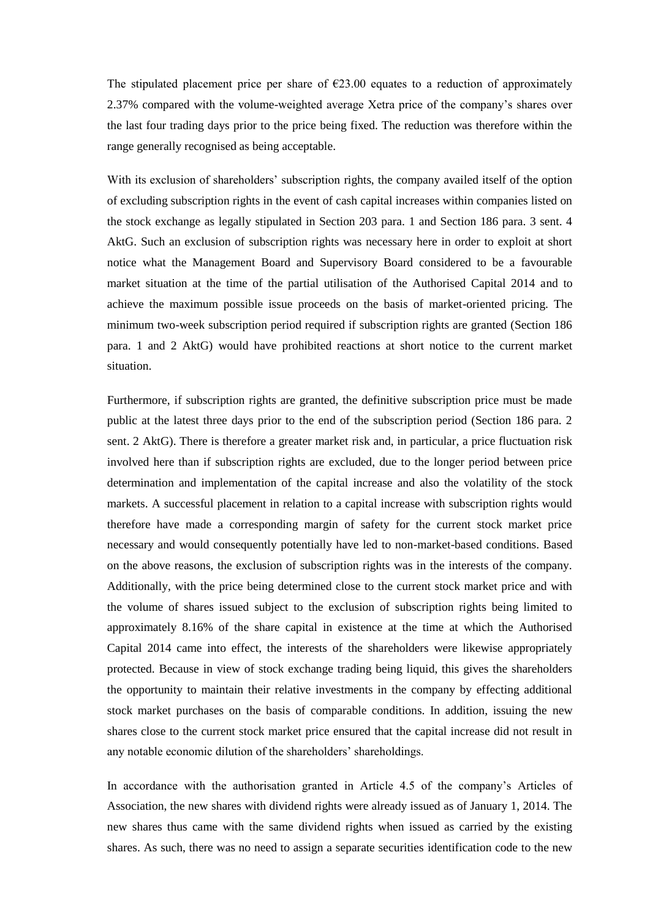The stipulated placement price per share of €23.00 equates to a reduction of approximately 2.37% compared with the volume-weighted average Xetra price of the company's shares over the last four trading days prior to the price being fixed. The reduction was therefore within the range generally recognised as being acceptable.

With its exclusion of shareholders' subscription rights, the company availed itself of the option of excluding subscription rights in the event of cash capital increases within companies listed on the stock exchange as legally stipulated in Section 203 para. 1 and Section 186 para. 3 sent. 4 AktG. Such an exclusion of subscription rights was necessary here in order to exploit at short notice what the Management Board and Supervisory Board considered to be a favourable market situation at the time of the partial utilisation of the Authorised Capital 2014 and to achieve the maximum possible issue proceeds on the basis of market-oriented pricing. The minimum two-week subscription period required if subscription rights are granted (Section 186 para. 1 and 2 AktG) would have prohibited reactions at short notice to the current market situation.

Furthermore, if subscription rights are granted, the definitive subscription price must be made public at the latest three days prior to the end of the subscription period (Section 186 para. 2 sent. 2 AktG). There is therefore a greater market risk and, in particular, a price fluctuation risk involved here than if subscription rights are excluded, due to the longer period between price determination and implementation of the capital increase and also the volatility of the stock markets. A successful placement in relation to a capital increase with subscription rights would therefore have made a corresponding margin of safety for the current stock market price necessary and would consequently potentially have led to non-market-based conditions. Based on the above reasons, the exclusion of subscription rights was in the interests of the company. Additionally, with the price being determined close to the current stock market price and with the volume of shares issued subject to the exclusion of subscription rights being limited to approximately 8.16% of the share capital in existence at the time at which the Authorised Capital 2014 came into effect, the interests of the shareholders were likewise appropriately protected. Because in view of stock exchange trading being liquid, this gives the shareholders the opportunity to maintain their relative investments in the company by effecting additional stock market purchases on the basis of comparable conditions. In addition, issuing the new shares close to the current stock market price ensured that the capital increase did not result in any notable economic dilution of the shareholders' shareholdings.

In accordance with the authorisation granted in Article 4.5 of the company's Articles of Association, the new shares with dividend rights were already issued as of January 1, 2014. The new shares thus came with the same dividend rights when issued as carried by the existing shares. As such, there was no need to assign a separate securities identification code to the new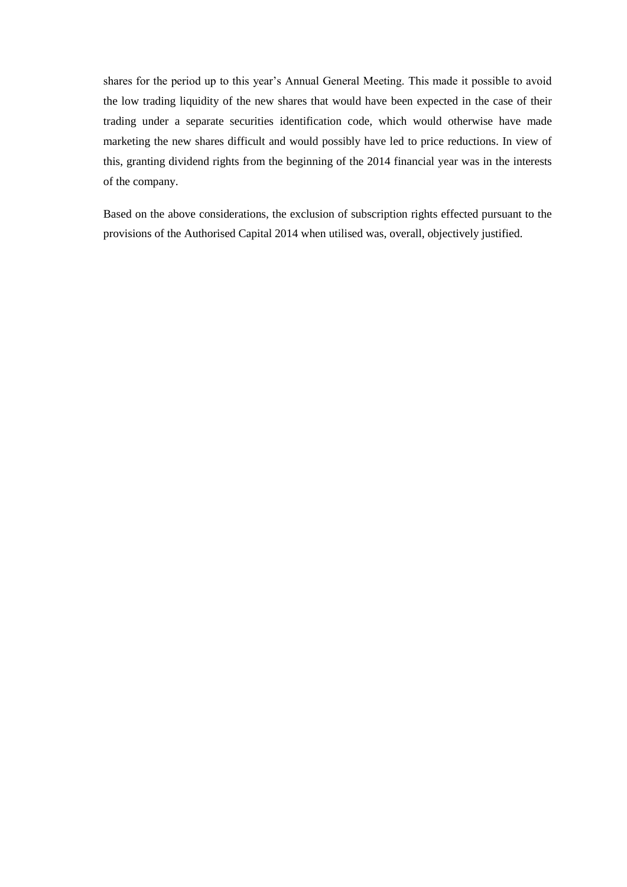shares for the period up to this year's Annual General Meeting. This made it possible to avoid the low trading liquidity of the new shares that would have been expected in the case of their trading under a separate securities identification code, which would otherwise have made marketing the new shares difficult and would possibly have led to price reductions. In view of this, granting dividend rights from the beginning of the 2014 financial year was in the interests of the company.

Based on the above considerations, the exclusion of subscription rights effected pursuant to the provisions of the Authorised Capital 2014 when utilised was, overall, objectively justified.